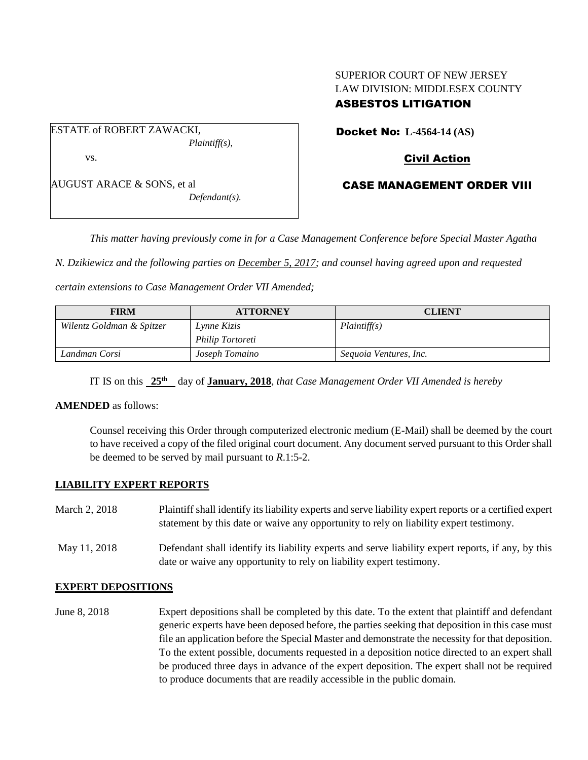SUPERIOR COURT OF NEW JERSEY
LAW DIVISION: MIDDLESEX COUNTY
**ASBESTOS LITIGATION**

ESTATE of ROBERT ZAWACKI,
*Plaintiff(s),*

vs.

AUGUST ARACE & SONS, et al
*Defendant(s).*

**Docket No: L-4564-14 (AS)**

**Civil Action**

**CASE MANAGEMENT ORDER VIII**

*This matter having previously come in for a Case Management Conference before Special Master Agatha N. Dzikiewicz and the following parties on December 5, 2017; and counsel having agreed upon and requested certain extensions to Case Management Order VII Amended;*

| FIRM | ATTORNEY | CLIENT |
|---|---|---|
| *Wilentz Goldman & Spitzer* | *Lynne Kizis*<br>*Philip Tortoreti* | *Plaintiff(s)* |
| *Landman Corsi* | *Joseph Tomaino* | *Sequoia Ventures, Inc.* |

IT IS on this **25th** day of **January, 2018**, *that Case Management Order VII Amended is hereby*

**AMENDED** as follows:

Counsel receiving this Order through computerized electronic medium (E-Mail) shall be deemed by the court to have received a copy of the filed original court document. Any document served pursuant to this Order shall be deemed to be served by mail pursuant to *R*.1:5-2.

## LIABILITY EXPERT REPORTS

March 2, 2018 — Plaintiff shall identify its liability experts and serve liability expert reports or a certified expert statement by this date or waive any opportunity to rely on liability expert testimony.

May 11, 2018 — Defendant shall identify its liability experts and serve liability expert reports, if any, by this date or waive any opportunity to rely on liability expert testimony.

## EXPERT DEPOSITIONS

June 8, 2018 — Expert depositions shall be completed by this date. To the extent that plaintiff and defendant generic experts have been deposed before, the parties seeking that deposition in this case must file an application before the Special Master and demonstrate the necessity for that deposition. To the extent possible, documents requested in a deposition notice directed to an expert shall be produced three days in advance of the expert deposition. The expert shall not be required to produce documents that are readily accessible in the public domain.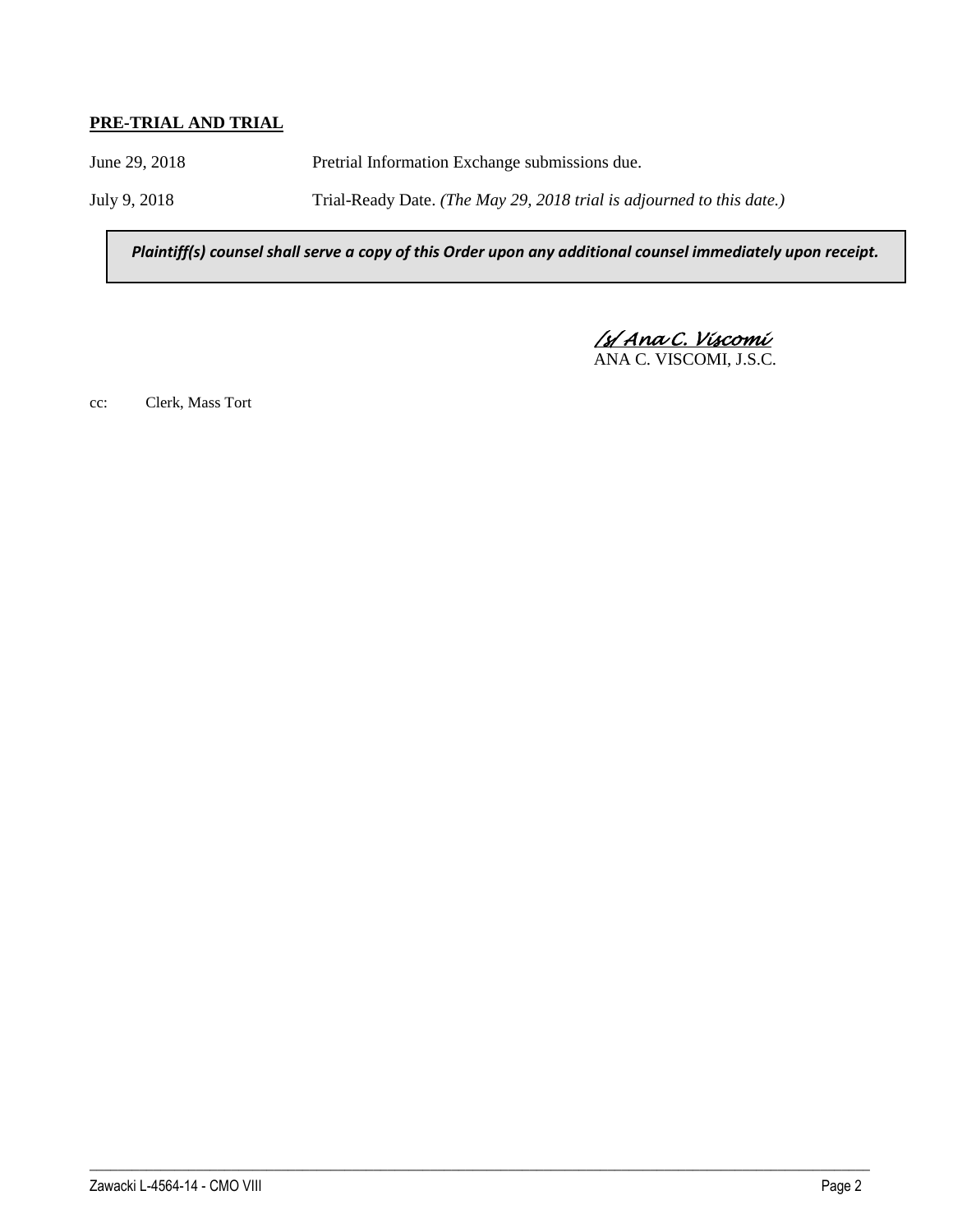**PRE-TRIAL AND TRIAL**

| | |
|---|---|
| June 29, 2018 | Pretrial Information Exchange submissions due. |
| July 9, 2018 | Trial-Ready Date. *(The May 29, 2018 trial is adjourned to this date.)* |

***Plaintiff(s) counsel shall serve a copy of this Order upon any additional counsel immediately upon receipt.***

*/s/ Ana C. Viscomi*
ANA C. VISCOMI, J.S.C.

cc: Clerk, Mass Tort